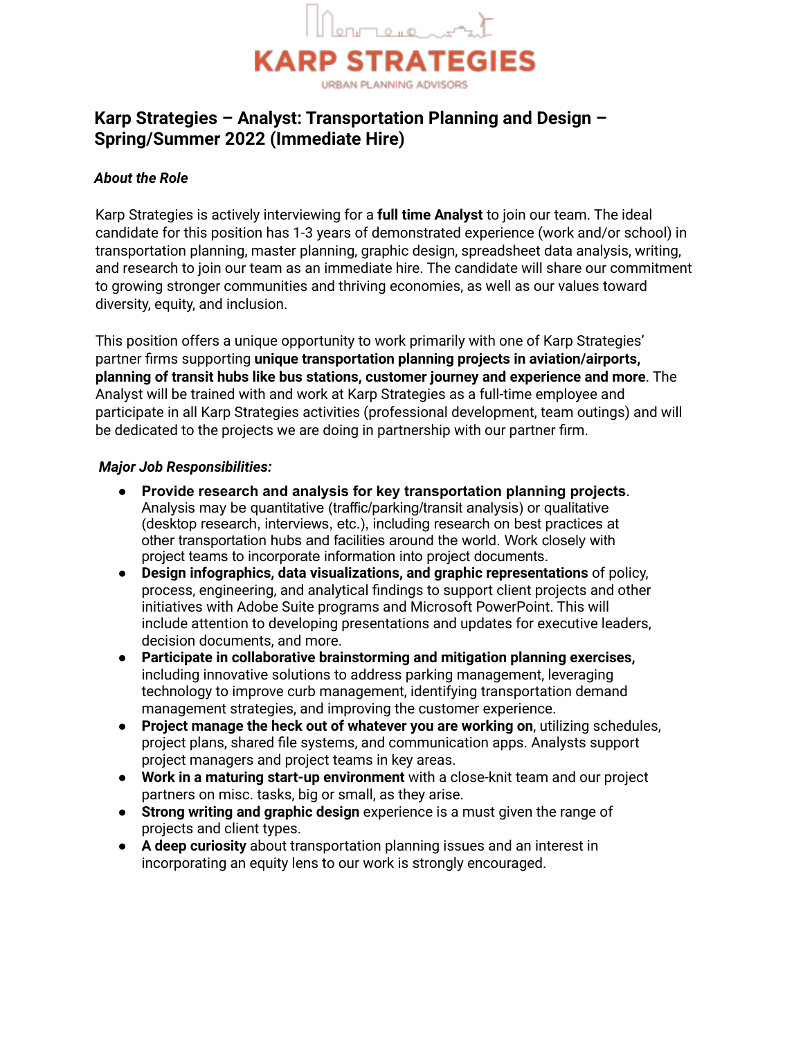KARP STRATEGIES

URBAN PLANNING ADVISORS

## Karp Strategies – Analyst: Transportation Planning and Design – Spring/Summer 2022 (Immediate Hire)

### *About the Role*

Karp Strategies is actively interviewing for a **full time Analyst** to join our team. The ideal candidate for this position has 1-3 years of demonstrated experience (work and/or school) in transportation planning, master planning, graphic design, spreadsheet data analysis, writing, and research to join our team as an immediate hire. The candidate will share our commitment to growing stronger communities and thriving economies, as well as our values toward diversity, equity, and inclusion.

This position offers a unique opportunity to work primarily with one of Karp Strategies' partner firms supporting **unique transportation planning projects in aviation/airports, planning of transit hubs like bus stations, customer journey and experience and more**. The Analyst will be trained with and work at Karp Strategies as a full-time employee and participate in all Karp Strategies activities (professional development, team outings) and will be dedicated to the projects we are doing in partnership with our partner firm.

### *Major Job Responsibilities:*

- **Provide research and analysis for key transportation planning projects**. Analysis may be quantitative (traffic/parking/transit analysis) or qualitative (desktop research, interviews, etc.), including research on best practices at other transportation hubs and facilities around the world. Work closely with project teams to incorporate information into project documents.
- **Design infographics, data visualizations, and graphic representations** of policy, process, engineering, and analytical findings to support client projects and other initiatives with Adobe Suite programs and Microsoft PowerPoint. This will include attention to developing presentations and updates for executive leaders, decision documents, and more.
- **Participate in collaborative brainstorming and mitigation planning exercises,** including innovative solutions to address parking management, leveraging technology to improve curb management, identifying transportation demand management strategies, and improving the customer experience.
- **Project manage the heck out of whatever you are working on**, utilizing schedules, project plans, shared file systems, and communication apps. Analysts support project managers and project teams in key areas.
- **Work in a maturing start-up environment** with a close-knit team and our project partners on misc. tasks, big or small, as they arise.
- **Strong writing and graphic design** experience is a must given the range of projects and client types.
- **A deep curiosity** about transportation planning issues and an interest in incorporating an equity lens to our work is strongly encouraged.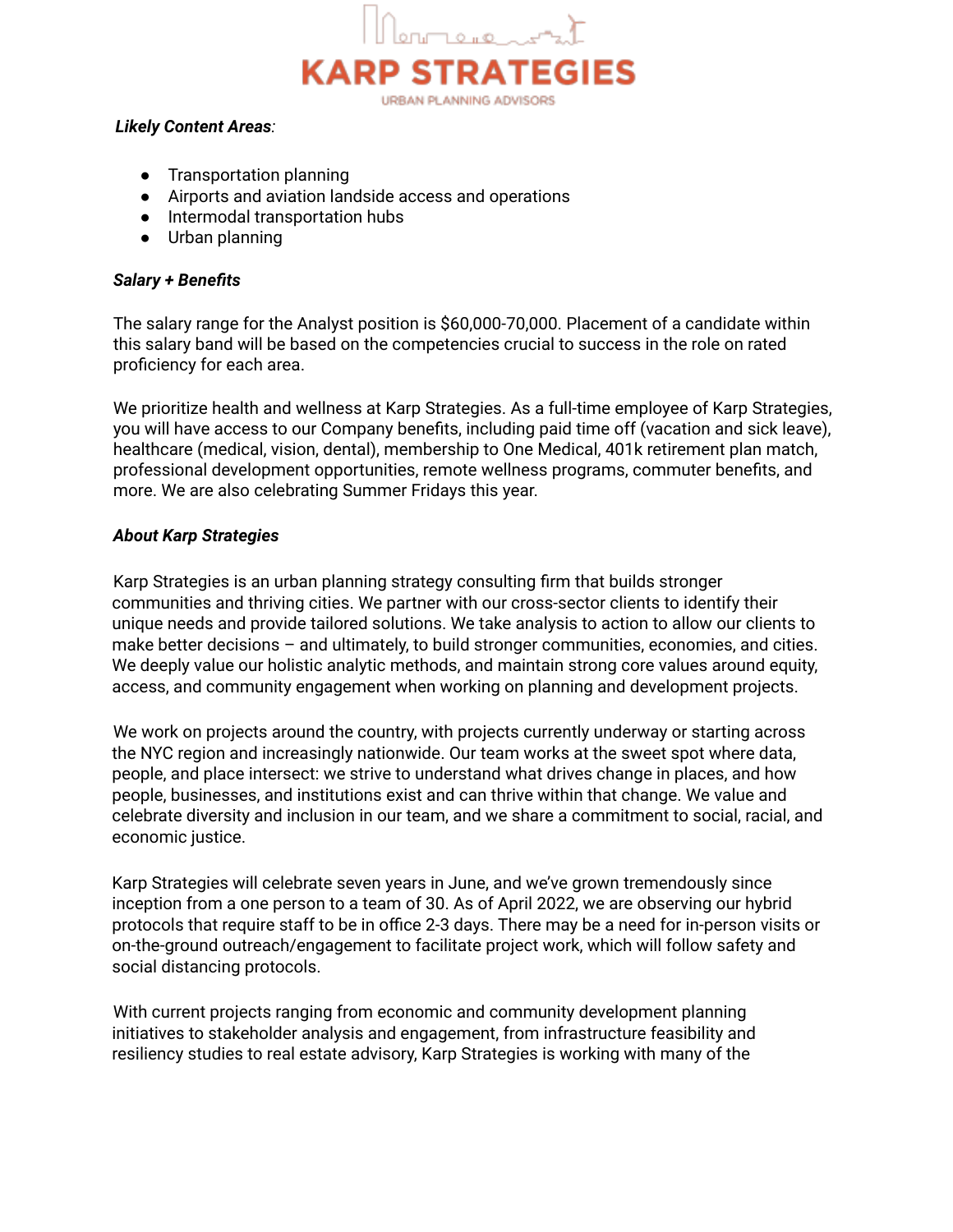***Likely Content Areas**:*

- Transportation planning
- Airports and aviation landside access and operations
- Intermodal transportation hubs
- Urban planning

***Salary + Benefits***

The salary range for the Analyst position is $60,000-70,000. Placement of a candidate within this salary band will be based on the competencies crucial to success in the role on rated proficiency for each area.

We prioritize health and wellness at Karp Strategies. As a full-time employee of Karp Strategies, you will have access to our Company benefits, including paid time off (vacation and sick leave), healthcare (medical, vision, dental), membership to One Medical, 401k retirement plan match, professional development opportunities, remote wellness programs, commuter benefits, and more. We are also celebrating Summer Fridays this year.

***About Karp Strategies***

Karp Strategies is an urban planning strategy consulting firm that builds stronger communities and thriving cities. We partner with our cross-sector clients to identify their unique needs and provide tailored solutions. We take analysis to action to allow our clients to make better decisions – and ultimately, to build stronger communities, economies, and cities. We deeply value our holistic analytic methods, and maintain strong core values around equity, access, and community engagement when working on planning and development projects.

We work on projects around the country, with projects currently underway or starting across the NYC region and increasingly nationwide. Our team works at the sweet spot where data, people, and place intersect: we strive to understand what drives change in places, and how people, businesses, and institutions exist and can thrive within that change. We value and celebrate diversity and inclusion in our team, and we share a commitment to social, racial, and economic justice.

Karp Strategies will celebrate seven years in June, and we've grown tremendously since inception from a one person to a team of 30. As of April 2022, we are observing our hybrid protocols that require staff to be in office 2-3 days. There may be a need for in-person visits or on-the-ground outreach/engagement to facilitate project work, which will follow safety and social distancing protocols.

With current projects ranging from economic and community development planning initiatives to stakeholder analysis and engagement, from infrastructure feasibility and resiliency studies to real estate advisory, Karp Strategies is working with many of the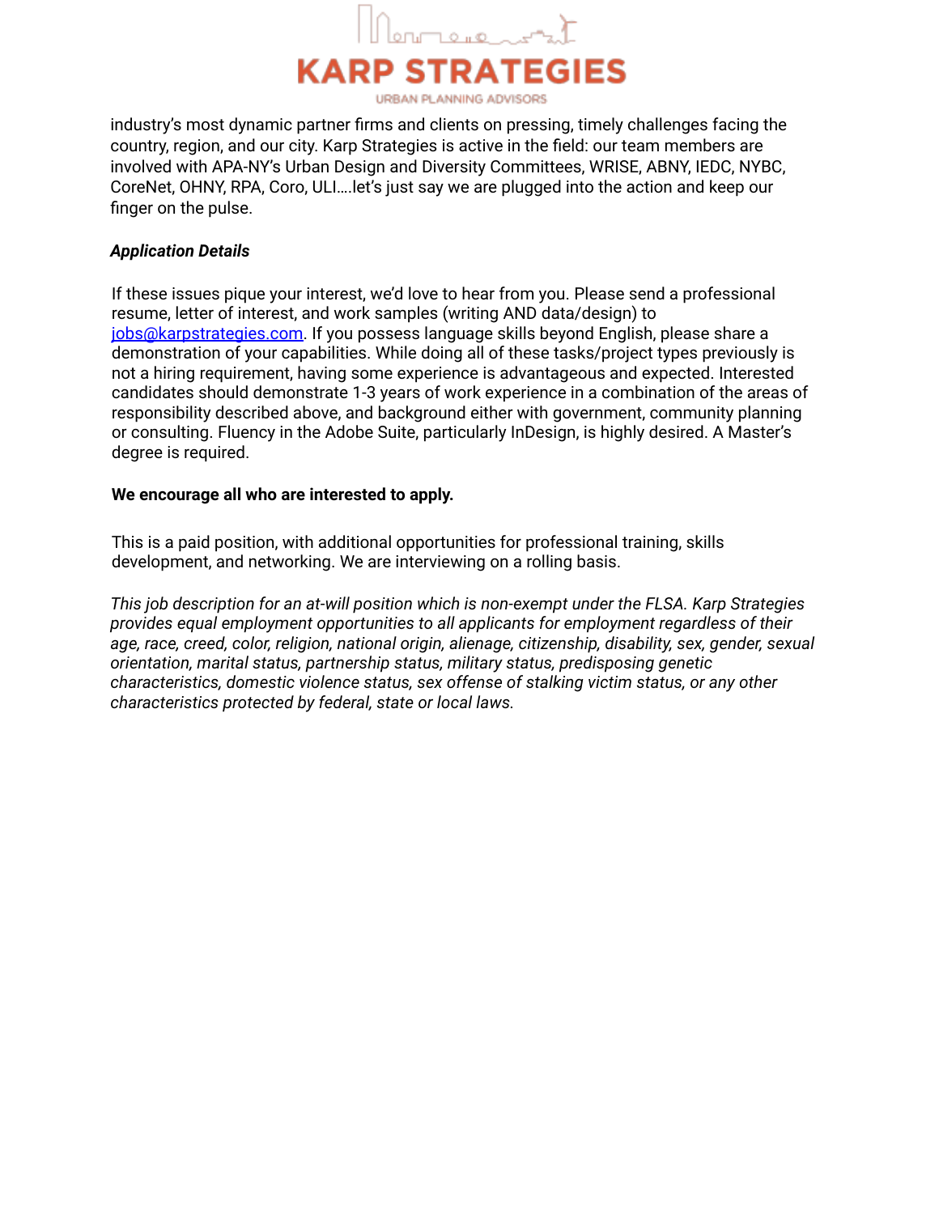industry's most dynamic partner firms and clients on pressing, timely challenges facing the country, region, and our city. Karp Strategies is active in the field: our team members are involved with APA-NY's Urban Design and Diversity Committees, WRISE, ABNY, IEDC, NYBC, CoreNet, OHNY, RPA, Coro, ULI….let's just say we are plugged into the action and keep our finger on the pulse.

***Application Details***

If these issues pique your interest, we'd love to hear from you. Please send a professional resume, letter of interest, and work samples (writing AND data/design) to jobs@karpstrategies.com. If you possess language skills beyond English, please share a demonstration of your capabilities. While doing all of these tasks/project types previously is not a hiring requirement, having some experience is advantageous and expected. Interested candidates should demonstrate 1-3 years of work experience in a combination of the areas of responsibility described above, and background either with government, community planning or consulting. Fluency in the Adobe Suite, particularly InDesign, is highly desired. A Master's degree is required.

**We encourage all who are interested to apply.**

This is a paid position, with additional opportunities for professional training, skills development, and networking. We are interviewing on a rolling basis.

*This job description for an at-will position which is non-exempt under the FLSA. Karp Strategies provides equal employment opportunities to all applicants for employment regardless of their age, race, creed, color, religion, national origin, alienage, citizenship, disability, sex, gender, sexual orientation, marital status, partnership status, military status, predisposing genetic characteristics, domestic violence status, sex offense of stalking victim status, or any other characteristics protected by federal, state or local laws.*